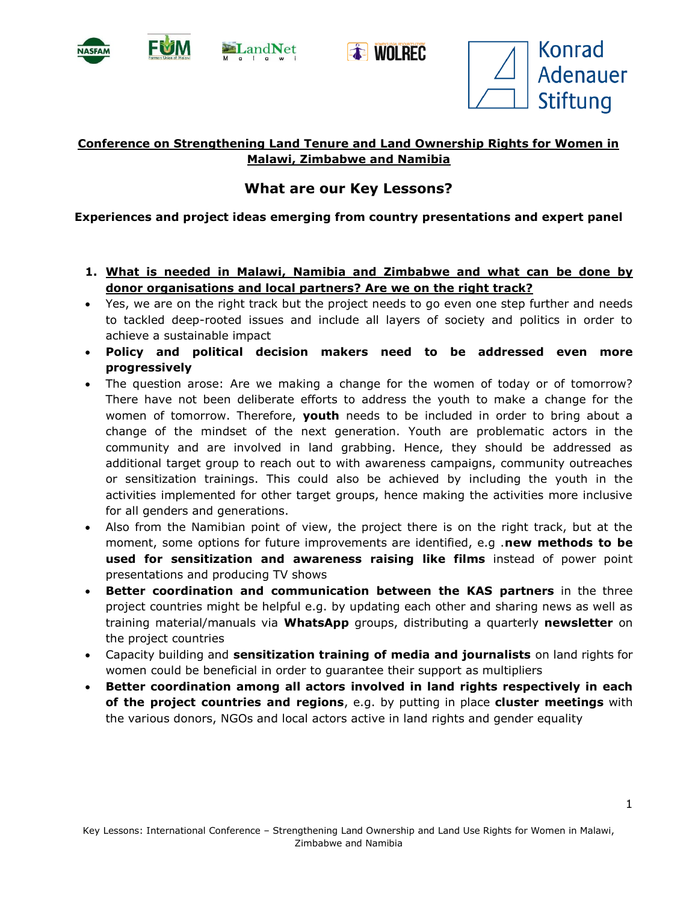## Conference on Strengthening Land Tenure and Land Ownership Rights for Women in Malawi, Zimbabwe and Namibia

# What are our Key Lessons?

**Experiences and project ideas emerging from country presentations and expert panel**

1. **What is needed in Malawi, Namibia and Zimbabwe and what can be done by donor organisations and local partners? Are we on the right track?**

- Yes, we are on the right track but the project needs to go even one step further and needs to tackled deep-rooted issues and include all layers of society and politics in order to achieve a sustainable impact
- **Policy and political decision makers need to be addressed even more progressively**
- The question arose: Are we making a change for the women of today or of tomorrow? There have not been deliberate efforts to address the youth to make a change for the women of tomorrow. Therefore, **youth** needs to be included in order to bring about a change of the mindset of the next generation. Youth are problematic actors in the community and are involved in land grabbing. Hence, they should be addressed as additional target group to reach out to with awareness campaigns, community outreaches or sensitization trainings. This could also be achieved by including the youth in the activities implemented for other target groups, hence making the activities more inclusive for all genders and generations.
- Also from the Namibian point of view, the project there is on the right track, but at the moment, some options for future improvements are identified, e.g .**new methods to be used for sensitization and awareness raising like films** instead of power point presentations and producing TV shows
- **Better coordination and communication between the KAS partners** in the three project countries might be helpful e.g. by updating each other and sharing news as well as training material/manuals via **WhatsApp** groups, distributing a quarterly **newsletter** on the project countries
- Capacity building and **sensitization training of media and journalists** on land rights for women could be beneficial in order to guarantee their support as multipliers
- **Better coordination among all actors involved in land rights respectively in each of the project countries and regions**, e.g. by putting in place **cluster meetings** with the various donors, NGOs and local actors active in land rights and gender equality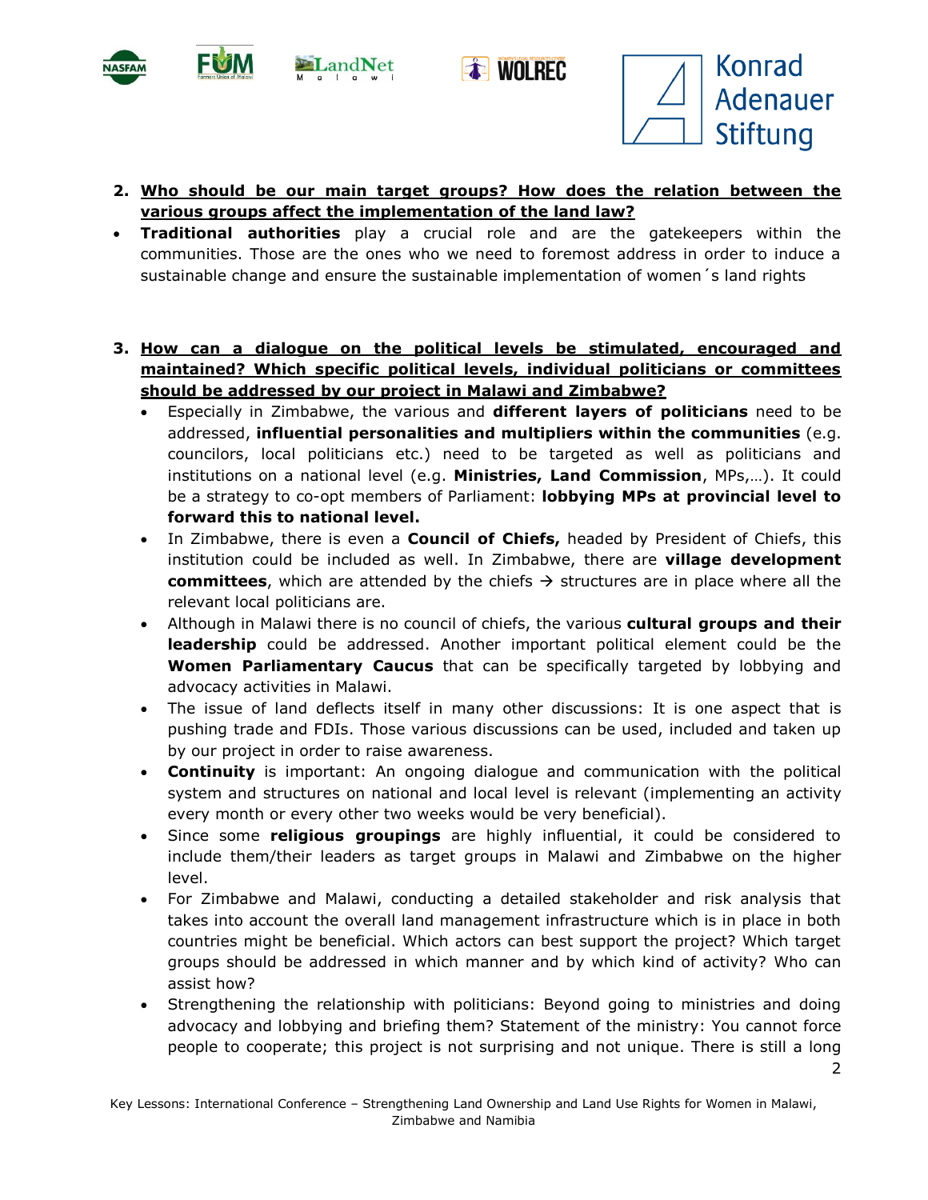2. **Who should be our main target groups? How does the relation between the various groups affect the implementation of the land law?**

- **Traditional authorities** play a crucial role and are the gatekeepers within the communities. Those are the ones who we need to foremost address in order to induce a sustainable change and ensure the sustainable implementation of women´s land rights

3. **How can a dialogue on the political levels be stimulated, encouraged and maintained? Which specific political levels, individual politicians or committees should be addressed by our project in Malawi and Zimbabwe?**

   - Especially in Zimbabwe, the various and **different layers of politicians** need to be addressed, **influential personalities and multipliers within the communities** (e.g. councilors, local politicians etc.) need to be targeted as well as politicians and institutions on a national level (e.g. **Ministries, Land Commission**, MPs,…). It could be a strategy to co-opt members of Parliament: **lobbying MPs at provincial level to forward this to national level.**
   - In Zimbabwe, there is even a **Council of Chiefs,** headed by President of Chiefs, this institution could be included as well. In Zimbabwe, there are **village development committees**, which are attended by the chiefs → structures are in place where all the relevant local politicians are.
   - Although in Malawi there is no council of chiefs, the various **cultural groups and their leadership** could be addressed. Another important political element could be the **Women Parliamentary Caucus** that can be specifically targeted by lobbying and advocacy activities in Malawi.
   - The issue of land deflects itself in many other discussions: It is one aspect that is pushing trade and FDIs. Those various discussions can be used, included and taken up by our project in order to raise awareness.
   - **Continuity** is important: An ongoing dialogue and communication with the political system and structures on national and local level is relevant (implementing an activity every month or every other two weeks would be very beneficial).
   - Since some **religious groupings** are highly influential, it could be considered to include them/their leaders as target groups in Malawi and Zimbabwe on the higher level.
   - For Zimbabwe and Malawi, conducting a detailed stakeholder and risk analysis that takes into account the overall land management infrastructure which is in place in both countries might be beneficial. Which actors can best support the project? Which target groups should be addressed in which manner and by which kind of activity? Who can assist how?
   - Strengthening the relationship with politicians: Beyond going to ministries and doing advocacy and lobbying and briefing them? Statement of the ministry: You cannot force people to cooperate; this project is not surprising and not unique. There is still a long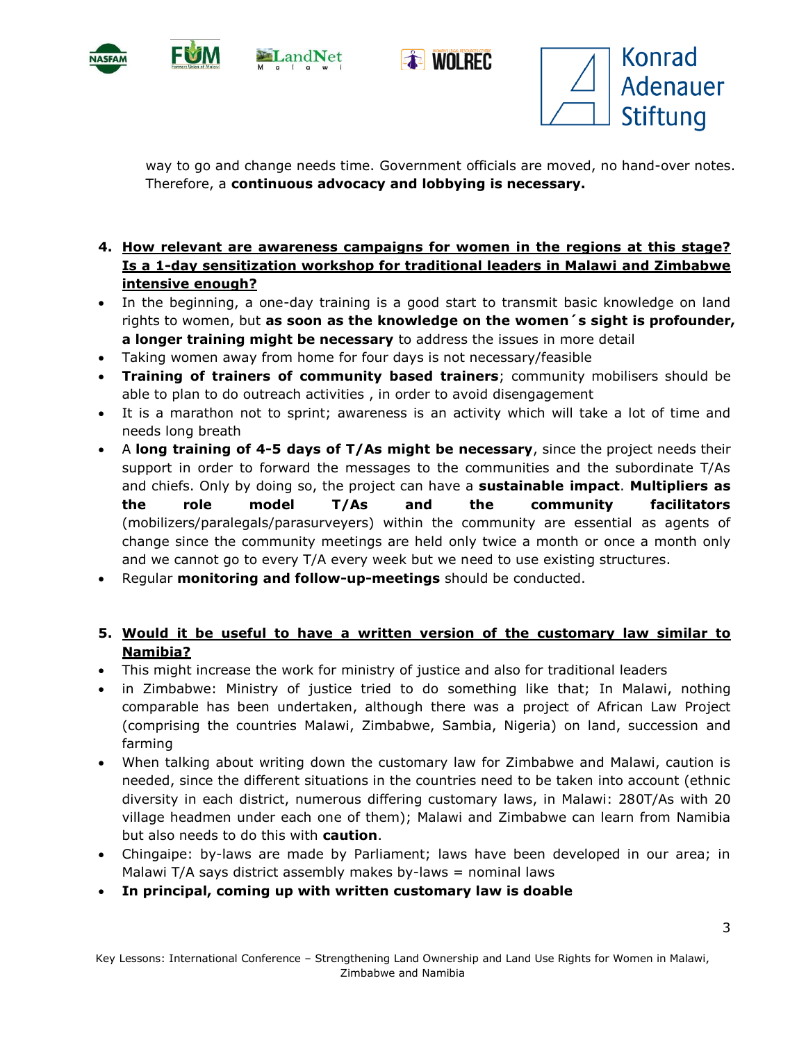way to go and change needs time. Government officials are moved, no hand-over notes. Therefore, a **continuous advocacy and lobbying is necessary.**

4. **How relevant are awareness campaigns for women in the regions at this stage? Is a 1-day sensitization workshop for traditional leaders in Malawi and Zimbabwe intensive enough?**

- In the beginning, a one-day training is a good start to transmit basic knowledge on land rights to women, but **as soon as the knowledge on the women´s sight is profounder, a longer training might be necessary** to address the issues in more detail
- Taking women away from home for four days is not necessary/feasible
- **Training of trainers of community based trainers**; community mobilisers should be able to plan to do outreach activities , in order to avoid disengagement
- It is a marathon not to sprint; awareness is an activity which will take a lot of time and needs long breath
- A **long training of 4-5 days of T/As might be necessary**, since the project needs their support in order to forward the messages to the communities and the subordinate T/As and chiefs. Only by doing so, the project can have a **sustainable impact**. **Multipliers as the role model T/As and the community facilitators** (mobilizers/paralegals/parasurveyers) within the community are essential as agents of change since the community meetings are held only twice a month or once a month only and we cannot go to every T/A every week but we need to use existing structures.
- Regular **monitoring and follow-up-meetings** should be conducted.

5. **Would it be useful to have a written version of the customary law similar to Namibia?**

- This might increase the work for ministry of justice and also for traditional leaders
- in Zimbabwe: Ministry of justice tried to do something like that; In Malawi, nothing comparable has been undertaken, although there was a project of African Law Project (comprising the countries Malawi, Zimbabwe, Sambia, Nigeria) on land, succession and farming
- When talking about writing down the customary law for Zimbabwe and Malawi, caution is needed, since the different situations in the countries need to be taken into account (ethnic diversity in each district, numerous differing customary laws, in Malawi: 280T/As with 20 village headmen under each one of them); Malawi and Zimbabwe can learn from Namibia but also needs to do this with **caution**.
- Chingaipe: by-laws are made by Parliament; laws have been developed in our area; in Malawi T/A says district assembly makes by-laws = nominal laws
- **In principal, coming up with written customary law is doable**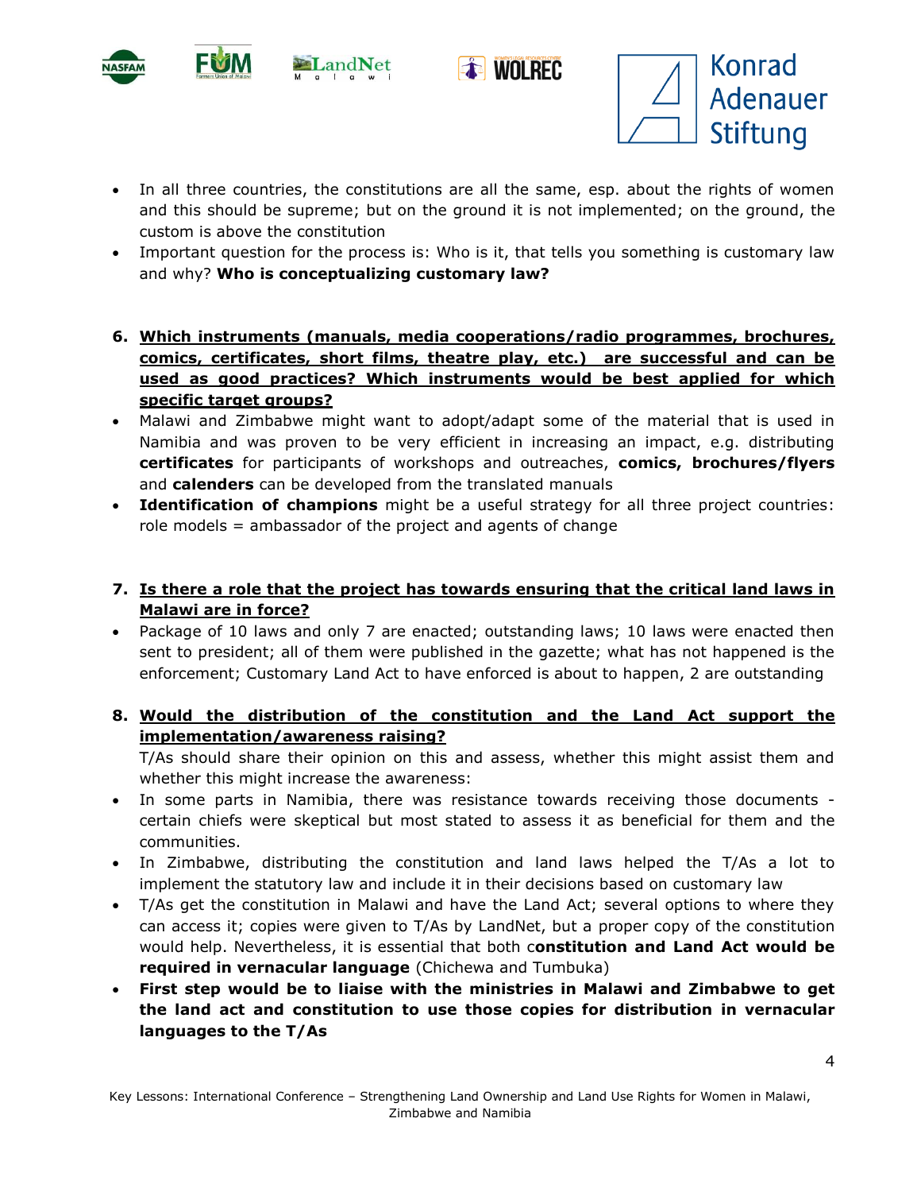- In all three countries, the constitutions are all the same, esp. about the rights of women and this should be supreme; but on the ground it is not implemented; on the ground, the custom is above the constitution
- Important question for the process is: Who is it, that tells you something is customary law and why? **Who is conceptualizing customary law?**

6. **Which instruments (manuals, media cooperations/radio programmes, brochures, comics, certificates, short films, theatre play, etc.) are successful and can be used as good practices? Which instruments would be best applied for which specific target groups?**

- Malawi and Zimbabwe might want to adopt/adapt some of the material that is used in Namibia and was proven to be very efficient in increasing an impact, e.g. distributing **certificates** for participants of workshops and outreaches, **comics, brochures/flyers** and **calenders** can be developed from the translated manuals
- **Identification of champions** might be a useful strategy for all three project countries: role models = ambassador of the project and agents of change

7. **Is there a role that the project has towards ensuring that the critical land laws in Malawi are in force?**

- Package of 10 laws and only 7 are enacted; outstanding laws; 10 laws were enacted then sent to president; all of them were published in the gazette; what has not happened is the enforcement; Customary Land Act to have enforced is about to happen, 2 are outstanding

8. **Would the distribution of the constitution and the Land Act support the implementation/awareness raising?**

   T/As should share their opinion on this and assess, whether this might assist them and whether this might increase the awareness:

- In some parts in Namibia, there was resistance towards receiving those documents - certain chiefs were skeptical but most stated to assess it as beneficial for them and the communities.
- In Zimbabwe, distributing the constitution and land laws helped the T/As a lot to implement the statutory law and include it in their decisions based on customary law
- T/As get the constitution in Malawi and have the Land Act; several options to where they can access it; copies were given to T/As by LandNet, but a proper copy of the constitution would help. Nevertheless, it is essential that both c**onstitution and Land Act would be required in vernacular language** (Chichewa and Tumbuka)
- **First step would be to liaise with the ministries in Malawi and Zimbabwe to get the land act and constitution to use those copies for distribution in vernacular languages to the T/As**